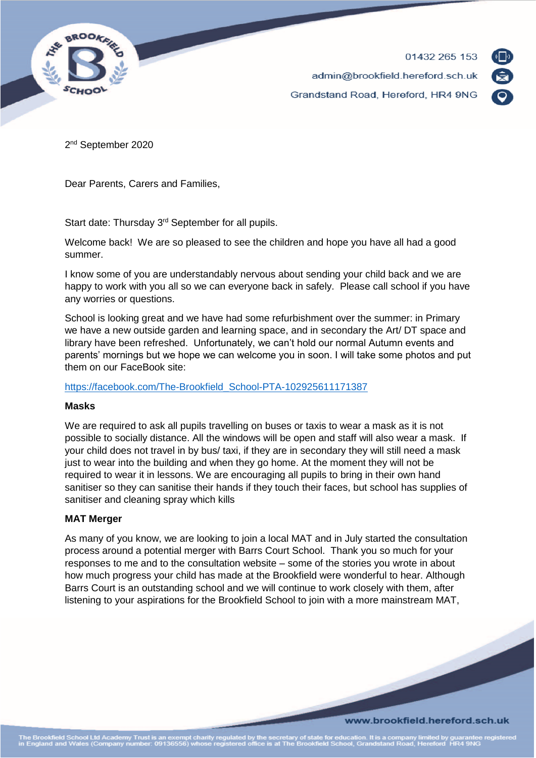01432 265 153

admin@brookfield.hereford.sch.uk

Grandstand Road, Hereford, HR4 9NG

2nd September 2020

Dear Parents, Carers and Families,

Start date: Thursday 3rd September for all pupils.

Welcome back! We are so pleased to see the children and hope you have all had a good summer.

I know some of you are understandably nervous about sending your child back and we are happy to work with you all so we can everyone back in safely. Please call school if you have any worries or questions.

School is looking great and we have had some refurbishment over the summer: in Primary we have a new outside garden and learning space, and in secondary the Art/ DT space and library have been refreshed. Unfortunately, we can't hold our normal Autumn events and parents' mornings but we hope we can welcome you in soon. I will take some photos and put them on our FaceBook site:

https://facebook.com/The-Brookfield_School-PTA-102925611171387

**Masks**

We are required to ask all pupils travelling on buses or taxis to wear a mask as it is not possible to socially distance. All the windows will be open and staff will also wear a mask. If your child does not travel in by bus/ taxi, if they are in secondary they will still need a mask just to wear into the building and when they go home. At the moment they will not be required to wear it in lessons. We are encouraging all pupils to bring in their own hand sanitiser so they can sanitise their hands if they touch their faces, but school has supplies of sanitiser and cleaning spray which kills

**MAT Merger**

As many of you know, we are looking to join a local MAT and in July started the consultation process around a potential merger with Barrs Court School. Thank you so much for your responses to me and to the consultation website – some of the stories you wrote in about how much progress your child has made at the Brookfield were wonderful to hear. Although Barrs Court is an outstanding school and we will continue to work closely with them, after listening to your aspirations for the Brookfield School to join with a more mainstream MAT,

www.brookfield.hereford.sch.uk

The Brookfield School Ltd Academy Trust is an exempt charity regulated by the secretary of state for education. It is a company limited by guarantee registered in England and Wales (Company number: 09136556) whose registered office is at The Brookfield School, Grandstand Road, Hereford HR4 9NG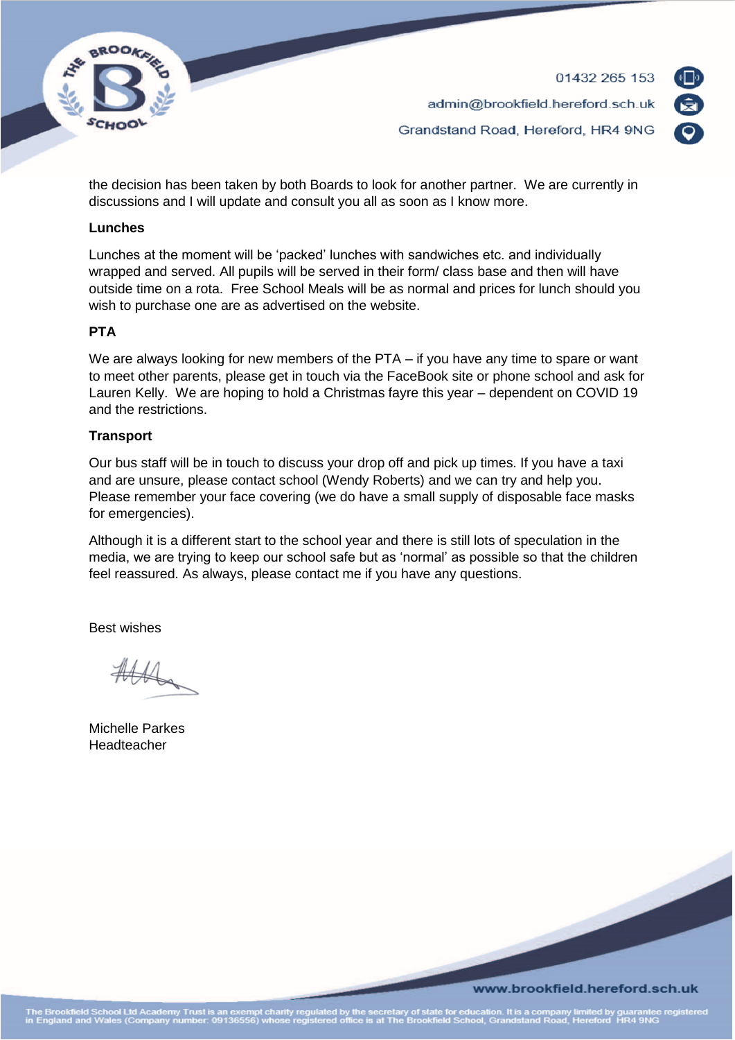the decision has been taken by both Boards to look for another partner. We are currently in discussions and I will update and consult you all as soon as I know more.

**Lunches**

Lunches at the moment will be 'packed' lunches with sandwiches etc. and individually wrapped and served. All pupils will be served in their form/ class base and then will have outside time on a rota. Free School Meals will be as normal and prices for lunch should you wish to purchase one are as advertised on the website.

**PTA**

We are always looking for new members of the PTA – if you have any time to spare or want to meet other parents, please get in touch via the FaceBook site or phone school and ask for Lauren Kelly. We are hoping to hold a Christmas fayre this year – dependent on COVID 19 and the restrictions.

**Transport**

Our bus staff will be in touch to discuss your drop off and pick up times. If you have a taxi and are unsure, please contact school (Wendy Roberts) and we can try and help you. Please remember your face covering (we do have a small supply of disposable face masks for emergencies).

Although it is a different start to the school year and there is still lots of speculation in the media, we are trying to keep our school safe but as 'normal' as possible so that the children feel reassured. As always, please contact me if you have any questions.

Best wishes

Michelle Parkes
Headteacher